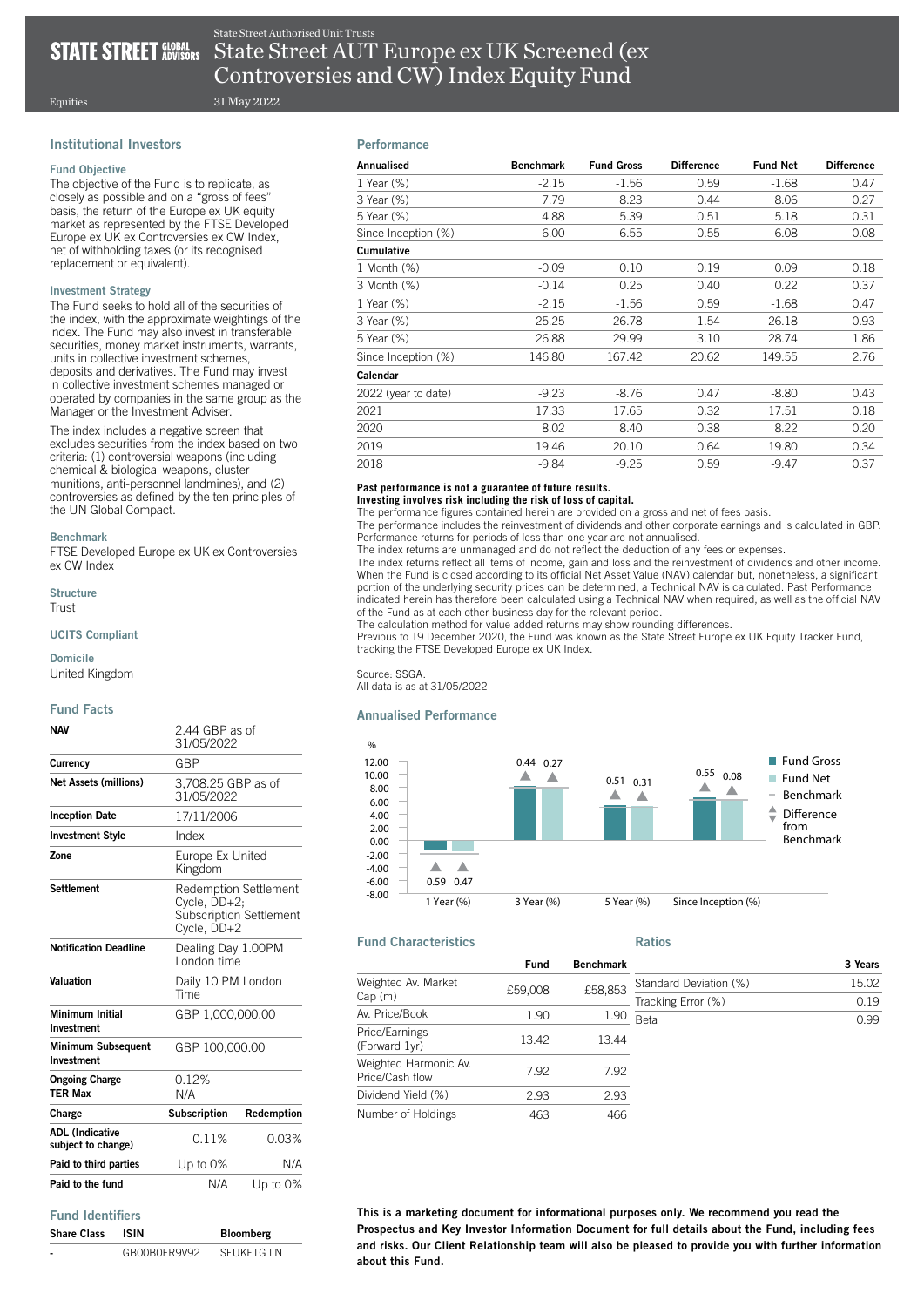State Street Authorised Unit Trusts

# State Street AUT Europe ex UK Screened (ex Controversies and CW) Index Equity Fund

Equities

31 May 2022

## Institutional Investors

### Fund Objective

The objective of the Fund is to replicate, as closely as possible and on a "gross of fees" basis, the return of the Europe ex UK equity market as represented by the FTSE Developed Europe ex UK ex Controversies ex CW Index, net of withholding taxes (or its recognised replacement or equivalent).

### Investment Strategy

The Fund seeks to hold all of the securities of the index, with the approximate weightings of the index. The Fund may also invest in transferable securities, money market instruments, warrants, units in collective investment schemes, deposits and derivatives. The Fund may invest in collective investment schemes managed or operated by companies in the same group as the Manager or the Investment Adviser.

The index includes a negative screen that excludes securities from the index based on two criteria: (1) controversial weapons (including chemical & biological weapons, cluster munitions, anti-personnel landmines), and (2) controversies as defined by the ten principles of the UN Global Compact.

### Benchmark

FTSE Developed Europe ex UK ex Controversies ex CW Index

### Structure

Trust

### UCITS Compliant

### Domicile

United Kingdom

## Fund Facts

| | | |
|---|---|---|
| **NAV** | 2.44 GBP as of 31/05/2022 | |
| **Currency** | GBP | |
| **Net Assets (millions)** | 3,708.25 GBP as of 31/05/2022 | |
| **Inception Date** | 17/11/2006 | |
| **Investment Style** | Index | |
| **Zone** | Europe Ex United Kingdom | |
| **Settlement** | Redemption Settlement Cycle, DD+2; Subscription Settlement Cycle, DD+2 | |
| **Notification Deadline** | Dealing Day 1.00PM London time | |
| **Valuation** | Daily 10 PM London Time | |
| **Minimum Initial Investment** | GBP 1,000,000.00 | |
| **Minimum Subsequent Investment** | GBP 100,000.00 | |
| **Ongoing Charge** | 0.12% | |
| **TER Max** | N/A | |
| **Charge** | **Subscription** | **Redemption** |
| **ADL (Indicative subject to change)** | 0.11% | 0.03% |
| **Paid to third parties** | Up to 0% | N/A |
| **Paid to the fund** | N/A | Up to 0% |

## Fund Identifiers

| Share Class | ISIN | Bloomberg |
|---|---|---|
| - | GB00B0FR9V92 | SEUKETG LN |

## Performance

| Annualised | Benchmark | Fund Gross | Difference | Fund Net | Difference |
|---|---|---|---|---|---|
| 1 Year (%) | -2.15 | -1.56 | 0.59 | -1.68 | 0.47 |
| 3 Year (%) | 7.79 | 8.23 | 0.44 | 8.06 | 0.27 |
| 5 Year (%) | 4.88 | 5.39 | 0.51 | 5.18 | 0.31 |
| Since Inception (%) | 6.00 | 6.55 | 0.55 | 6.08 | 0.08 |
| **Cumulative** | | | | | |
| 1 Month (%) | -0.09 | 0.10 | 0.19 | 0.09 | 0.18 |
| 3 Month (%) | -0.14 | 0.25 | 0.40 | 0.22 | 0.37 |
| 1 Year (%) | -2.15 | -1.56 | 0.59 | -1.68 | 0.47 |
| 3 Year (%) | 25.25 | 26.78 | 1.54 | 26.18 | 0.93 |
| 5 Year (%) | 26.88 | 29.99 | 3.10 | 28.74 | 1.86 |
| Since Inception (%) | 146.80 | 167.42 | 20.62 | 149.55 | 2.76 |
| **Calendar** | | | | | |
| 2022 (year to date) | -9.23 | -8.76 | 0.47 | -8.80 | 0.43 |
| 2021 | 17.33 | 17.65 | 0.32 | 17.51 | 0.18 |
| 2020 | 8.02 | 8.40 | 0.38 | 8.22 | 0.20 |
| 2019 | 19.46 | 20.10 | 0.64 | 19.80 | 0.34 |
| 2018 | -9.84 | -9.25 | 0.59 | -9.47 | 0.37 |

**Past performance is not a guarantee of future results.**
**Investing involves risk including the risk of loss of capital.**

The performance figures contained herein are provided on a gross and net of fees basis.
The performance includes the reinvestment of dividends and other corporate earnings and is calculated in GBP. Performance returns for periods of less than one year are not annualised.
The index returns are unmanaged and do not reflect the deduction of any fees or expenses.
The index returns reflect all items of income, gain and loss and the reinvestment of dividends and other income. When the Fund is closed according to its official Net Asset Value (NAV) calendar but, nonetheless, a significant portion of the underlying security prices can be determined, a Technical NAV is calculated. Past Performance indicated herein has therefore been calculated using a Technical NAV when required, as well as the official NAV of the Fund as at each other business day for the relevant period.
The calculation method for value added returns may show rounding differences.
Previous to 19 December 2020, the Fund was known as the State Street Europe ex UK Equity Tracker Fund, tracking the FTSE Developed Europe ex UK Index.

Source: SSGA.
All data is as at 31/05/2022

## Annualised Performance

| | Fund Gross | Fund Net | Difference from Benchmark (Gross) | Difference from Benchmark (Net) |
|---|---|---|---|---|
| 1 Year (%) | -1.56 | -1.68 | 0.59 | 0.47 |
| 3 Year (%) | 8.23 | 8.06 | 0.44 | 0.27 |
| 5 Year (%) | 5.39 | 5.18 | 0.51 | 0.31 |
| Since Inception (%) | 6.55 | 6.08 | 0.55 | 0.08 |

## Fund Characteristics

| | Fund | Benchmark |
|---|---|---|
| Weighted Av. Market Cap (m) | £59,008 | £58,853 |
| Av. Price/Book | 1.90 | 1.90 |
| Price/Earnings (Forward 1yr) | 13.42 | 13.44 |
| Weighted Harmonic Av. Price/Cash flow | 7.92 | 7.92 |
| Dividend Yield (%) | 2.93 | 2.93 |
| Number of Holdings | 463 | 466 |

## Ratios

| | 3 Years |
|---|---|
| Standard Deviation (%) | 15.02 |
| Tracking Error (%) | 0.19 |
| Beta | 0.99 |

**This is a marketing document for informational purposes only. We recommend you read the Prospectus and Key Investor Information Document for full details about the Fund, including fees and risks. Our Client Relationship team will also be pleased to provide you with further information about this Fund.**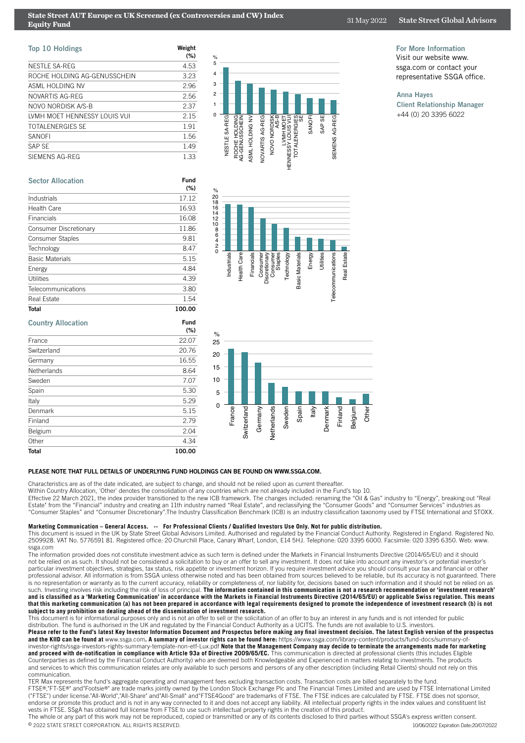## Top 10 Holdings

| | Weight (%) |
|---|---|
| NESTLE SA-REG | 4.53 |
| ROCHE HOLDING AG-GENUSSCHEIN | 3.23 |
| ASML HOLDING NV | 2.96 |
| NOVARTIS AG-REG | 2.56 |
| NOVO NORDISK A/S-B | 2.37 |
| LVMH MOET HENNESSY LOUIS VUI | 2.15 |
| TOTALENERGIES SE | 1.91 |
| SANOFI | 1.56 |
| SAP SE | 1.49 |
| SIEMENS AG-REG | 1.33 |

%
5
4
3
2
1
0
NESTLE SA-REG
ROCHE HOLDING AG-GENUSSCHEIN
ASML HOLDING NV
NOVARTIS AG-REG
NOVO NORDISK A/S-B
LVMH MOET HENNESSY LOUIS VUI
TOTALENERGIES SE
SANOFI
SAP SE
SIEMENS AG-REG

## For More Information

Visit our website www.ssga.com or contact your representative SSGA office.

**Anna Hayes**
**Client Relationship Manager**
+44 (0) 20 3395 6022

## Sector Allocation

| | Fund (%) |
|---|---|
| Industrials | 17.12 |
| Health Care | 16.93 |
| Financials | 16.08 |
| Consumer Discretionary | 11.86 |
| Consumer Staples | 9.81 |
| Technology | 8.47 |
| Basic Materials | 5.15 |
| Energy | 4.84 |
| Utilities | 4.39 |
| Telecommunications | 3.80 |
| Real Estate | 1.54 |
| **Total** | **100.00** |

%
20
18
16
14
12
10
8
6
4
2
0
Industrials
Health Care
Financials
Consumer Discretionary
Consumer Staples
Technology
Basic Materials
Energy
Utilities
Telecommunications
Real Estate

## Country Allocation

| | Fund (%) |
|---|---|
| France | 22.07 |
| Switzerland | 20.76 |
| Germany | 16.55 |
| Netherlands | 8.64 |
| Sweden | 7.07 |
| Spain | 5.30 |
| Italy | 5.29 |
| Denmark | 5.15 |
| Finland | 2.79 |
| Belgium | 2.04 |
| Other | 4.34 |
| **Total** | **100.00** |

%
25
20
15
10
5
0
France
Switzerland
Germany
Netherlands
Sweden
Spain
Italy
Denmark
Finland
Belgium
Other

**PLEASE NOTE THAT FULL DETAILS OF UNDERLYING FUND HOLDINGS CAN BE FOUND ON WWW.SSGA.COM.**

Characteristics are as of the date indicated, are subject to change, and should not be relied upon as current thereafter.
Within Country Allocation, 'Other' denotes the consolidation of any countries which are not already included in the Fund's top 10.
Effective 22 March 2021, the index provider transitioned to the new ICB framework. The changes included: renaming the "Oil & Gas" industry to "Energy", breaking out "Real Estate" from the "Financial" industry and creating an 11th industry named "Real Estate", and reclassifying the "Consumer Goods" and "Consumer Services" industries as "Consumer Staples" and "Consumer Discretionary".The Industry Classification Benchmark (ICB) is an industry classification taxonomy used by FTSE International and STOXX.

**Marketing Communication – General Access. -- For Professional Clients / Qualified Investors Use Only. Not for public distribution.**
This document is issued in the UK by State Street Global Advisors Limited. Authorised and regulated by the Financial Conduct Authority. Registered in England. Registered No. 2509928. VAT No. 5776591 81. Registered office: 20 Churchill Place, Canary Wharf, London, E14 5HJ. Telephone: 020 3395 6000. Facsimile: 020 3395 6350. Web: www.ssga.com
The information provided does not constitute investment advice as such term is defined under the Markets in Financial Instruments Directive (2014/65/EU) and it should not be relied on as such. It should not be considered a solicitation to buy or an offer to sell any investment. It does not take into account any investor's or potential investor's particular investment objectives, strategies, tax status, risk appetite or investment horizon. If you require investment advice you should consult your tax and financial or other professional advisor. All information is from SSGA unless otherwise noted and has been obtained from sources believed to be reliable, but its accuracy is not guaranteed. There is no representation or warranty as to the current accuracy, reliability or completeness of, nor liability for, decisions based on such information and it should not be relied on as such. Investing involves risk including the risk of loss of principal. **The information contained in this communication is not a research recommendation or 'investment research' and is classified as a 'Marketing Communication' in accordance with the Markets in Financial Instruments Directive (2014/65/EU) or applicable Swiss regulation. This means that this marketing communication (a) has not been prepared in accordance with legal requirements designed to promote the independence of investment research (b) is not subject to any prohibition on dealing ahead of the dissemination of investment research.**
This document is for informational purposes only and is not an offer to sell or the solicitation of an offer to buy an interest in any funds and is not intended for public distribution. The fund is authorised in the UK and regulated by the Financial Conduct Authority as a UCITS. The funds are not available to U.S. investors.
**Please refer to the Fund's latest Key Investor Information Document and Prospectus before making any final investment decision. The latest English version of the prospectus and the KIID can be found at** www.ssga.com**. A summary of investor rights can be found here:** https://www.ssga.com/library-content/products/fund-docs/summary-of-investor-rights/ssga-investors-rights-summary-template-non-etf-Lux.pdf **Note that the Management Company may decide to terminate the arrangements made for marketing and proceed with de-notification in compliance with Article 93a of Directive 2009/65/EC.** This communication is directed at professional clients (this includes Eligible Counterparties as defined by the Financial Conduct Authority) who are deemed both Knowledgeable and Experienced in matters relating to investments. The products and services to which this communication relates are only available to such persons and persons of any other description (including Retail Clients) should not rely on this communication.
TER Max represents the fund's aggregate operating and management fees excluding transaction costs. Transaction costs are billed separately to the fund.
FTSE®,"FT-SE®" and"Footsie®" are trade marks jointly owned by the London Stock Exchange Plc and The Financial Times Limited and are used by FTSE International Limited ("FTSE") under license."All-World","All-Share" and"All-Small" and"FTSE4Good" are trademarks of FTSE. The FTSE indices are calculated by FTSE. FTSE does not sponsor, endorse or promote this product and is not in any way connected to it and does not accept any liability. All intellectual property rights in the index values and constituent list vests in FTSE. SSgA has obtained full license from FTSE to use such intellectual property rights in the creation of this product.
The whole or any part of this work may not be reproduced, copied or transmitted or any of its contents disclosed to third parties without SSGA's express written consent.
© 2022 STATE STREET CORPORATION. ALL RIGHTS RESERVED. 10/06/2022 Expiration Date:20/07/2022